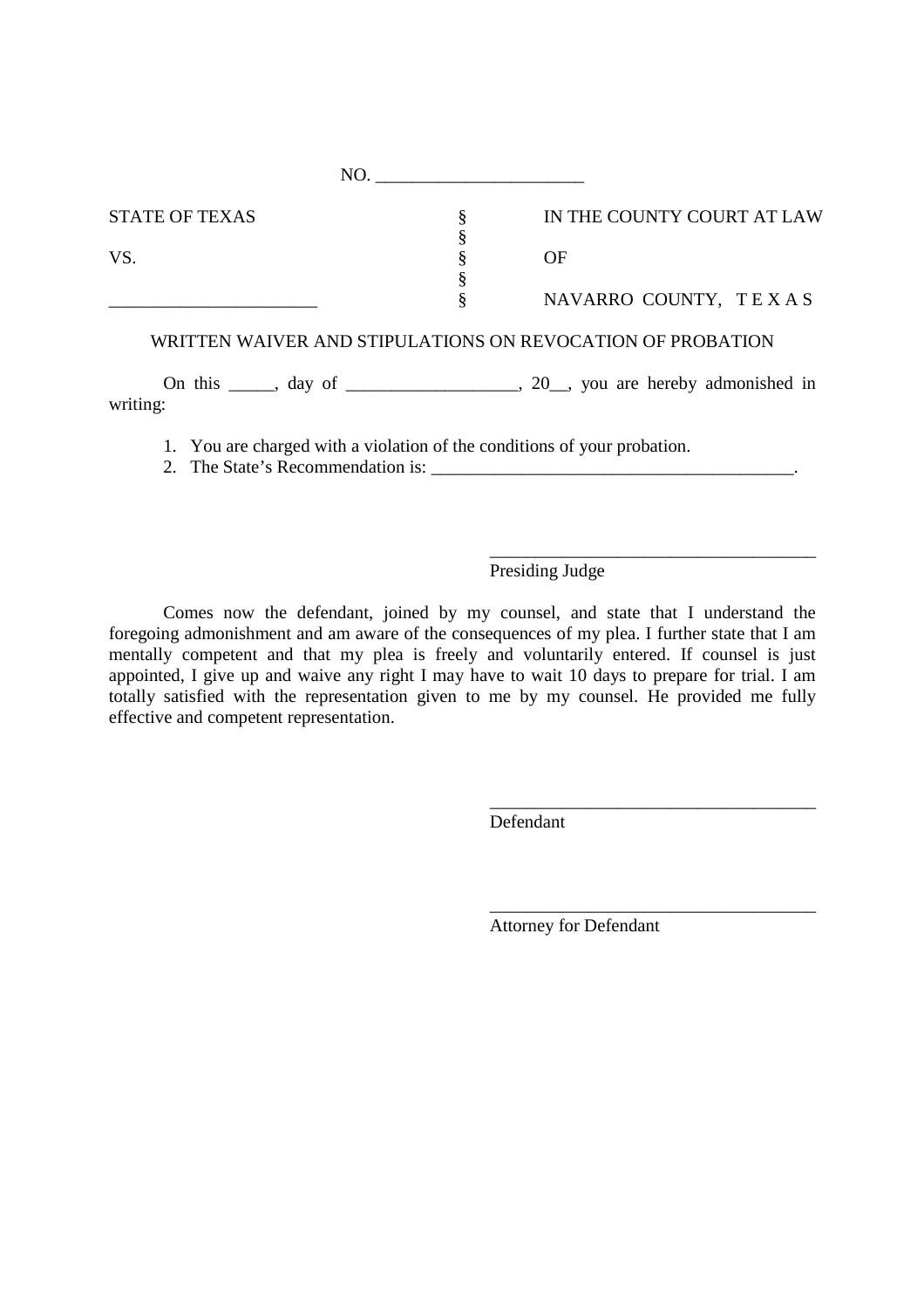NO. _______________________

| STATE OF TEXAS | § | IN THE COUNTY COURT AT LAW |
|---|---|---|
| | § | |
| VS. | § | OF |
| | § | |
| _______________________ | § | NAVARRO COUNTY, T E X A S |

WRITTEN WAIVER AND STIPULATIONS ON REVOCATION OF PROBATION

On this _____, day of ___________________, 20__, you are hereby admonished in writing:

1. You are charged with a violation of the conditions of your probation.
2. The State's Recommendation is: ________________________________________.

_____________________________________
Presiding Judge

Comes now the defendant, joined by my counsel, and state that I understand the foregoing admonishment and am aware of the consequences of my plea. I further state that I am mentally competent and that my plea is freely and voluntarily entered. If counsel is just appointed, I give up and waive any right I may have to wait 10 days to prepare for trial. I am totally satisfied with the representation given to me by my counsel. He provided me fully effective and competent representation.

_____________________________________
Defendant

_____________________________________
Attorney for Defendant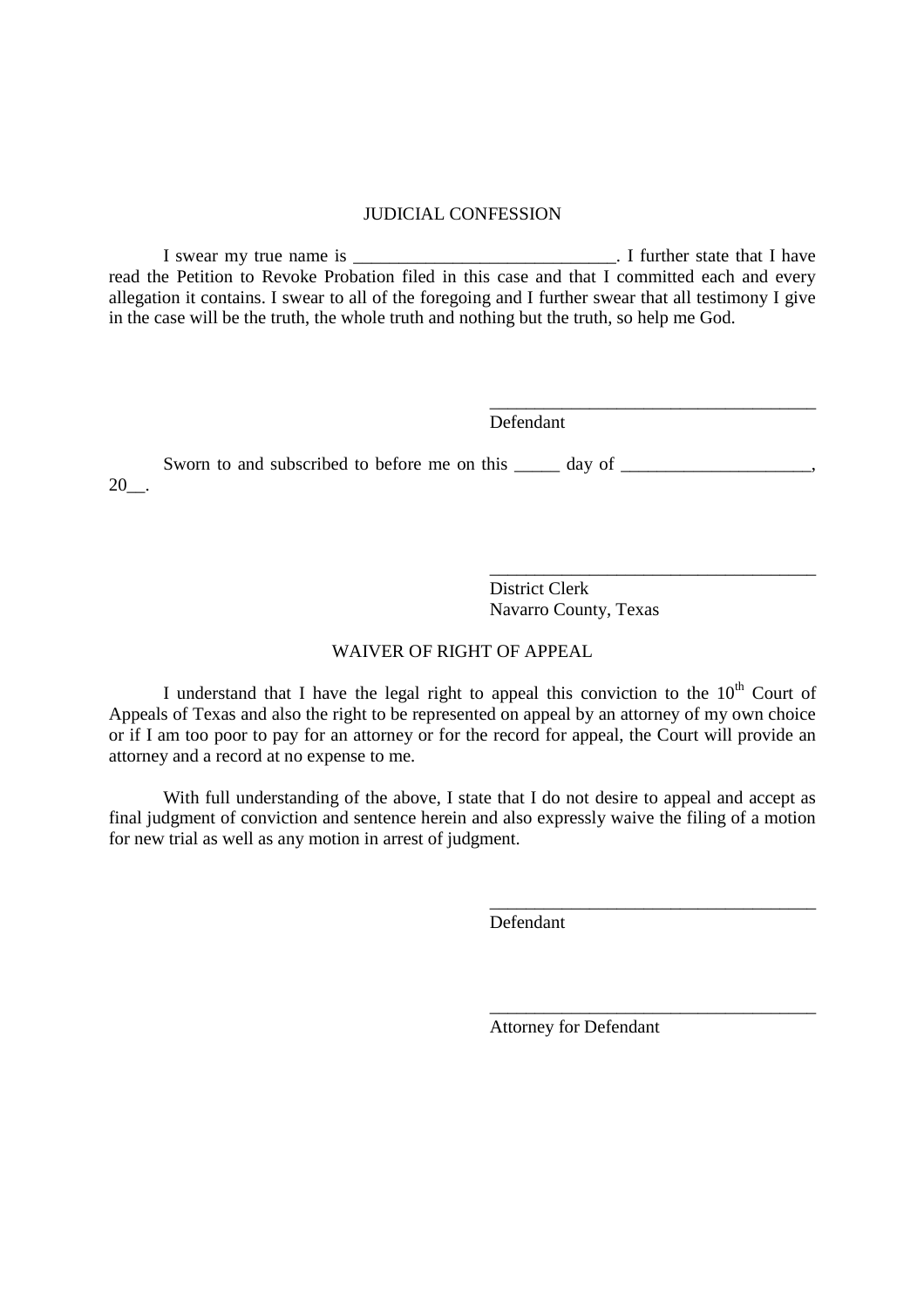## JUDICIAL CONFESSION

I swear my true name is _____________________________. I further state that I have read the Petition to Revoke Probation filed in this case and that I committed each and every allegation it contains. I swear to all of the foregoing and I further swear that all testimony I give in the case will be the truth, the whole truth and nothing but the truth, so help me God.

_____________________________________
Defendant

Sworn to and subscribed to before me on this _____ day of _____________________, 20__.

_____________________________________
District Clerk
Navarro County, Texas

## WAIVER OF RIGHT OF APPEAL

I understand that I have the legal right to appeal this conviction to the 10th Court of Appeals of Texas and also the right to be represented on appeal by an attorney of my own choice or if I am too poor to pay for an attorney or for the record for appeal, the Court will provide an attorney and a record at no expense to me.

With full understanding of the above, I state that I do not desire to appeal and accept as final judgment of conviction and sentence herein and also expressly waive the filing of a motion for new trial as well as any motion in arrest of judgment.

_____________________________________
Defendant

_____________________________________
Attorney for Defendant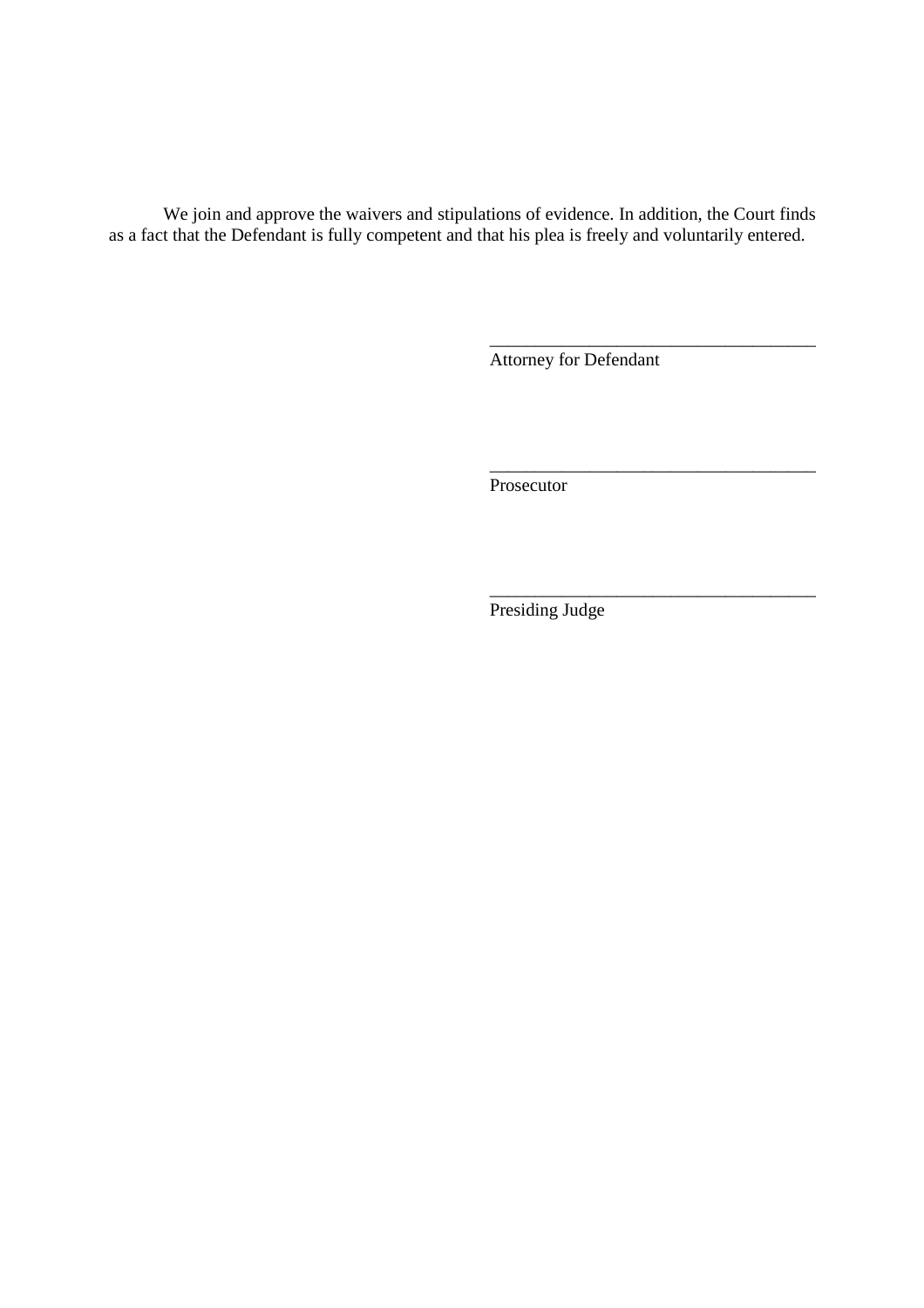We join and approve the waivers and stipulations of evidence. In addition, the Court finds as a fact that the Defendant is fully competent and that his plea is freely and voluntarily entered.

____________________________________
Attorney for Defendant

____________________________________
Prosecutor

____________________________________
Presiding Judge